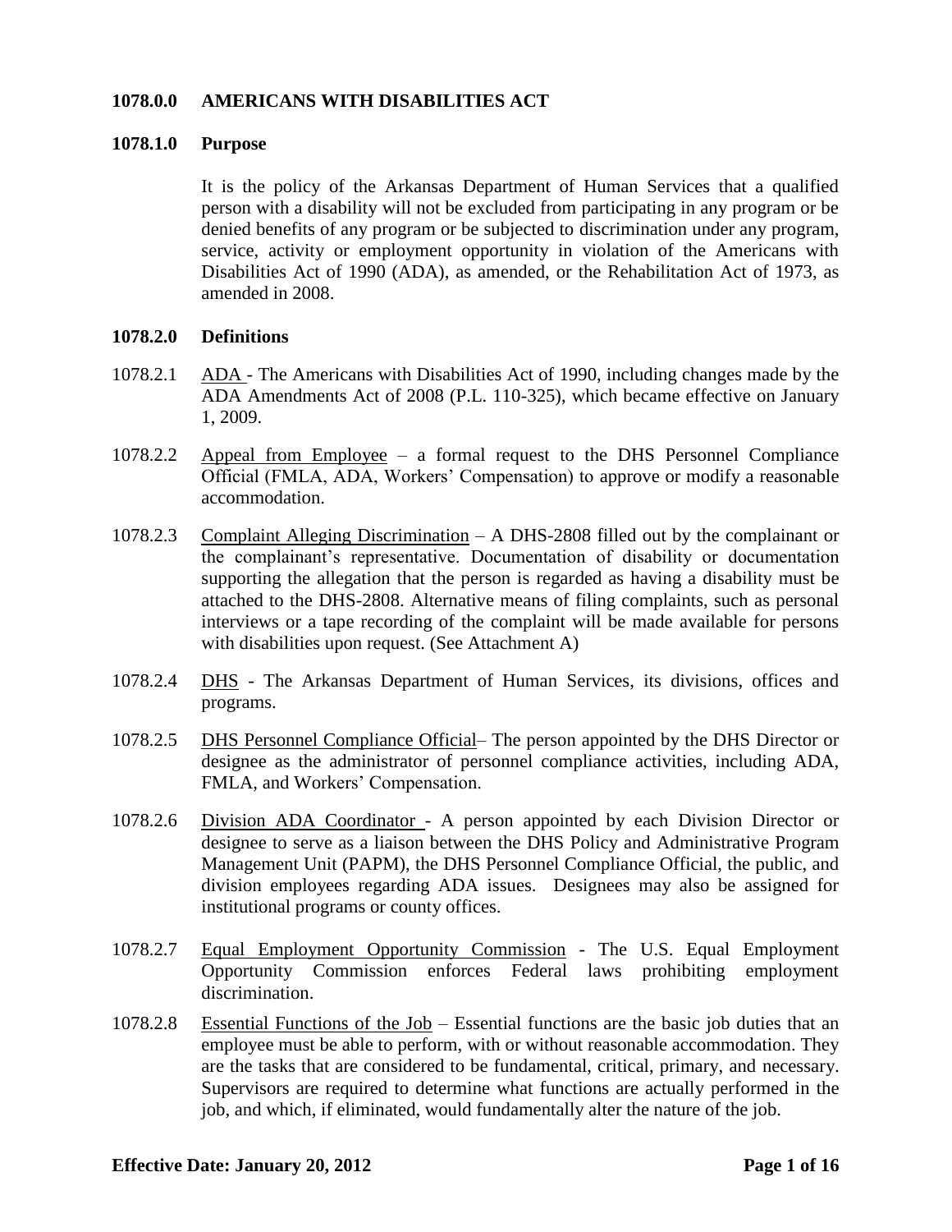# 1078.0.0 AMERICANS WITH DISABILITIES ACT

## 1078.1.0 Purpose

It is the policy of the Arkansas Department of Human Services that a qualified person with a disability will not be excluded from participating in any program or be denied benefits of any program or be subjected to discrimination under any program, service, activity or employment opportunity in violation of the Americans with Disabilities Act of 1990 (ADA), as amended, or the Rehabilitation Act of 1973, as amended in 2008.

## 1078.2.0 Definitions

1078.2.1 ADA - The Americans with Disabilities Act of 1990, including changes made by the ADA Amendments Act of 2008 (P.L. 110-325), which became effective on January 1, 2009.

1078.2.2 Appeal from Employee – a formal request to the DHS Personnel Compliance Official (FMLA, ADA, Workers' Compensation) to approve or modify a reasonable accommodation.

1078.2.3 Complaint Alleging Discrimination – A DHS-2808 filled out by the complainant or the complainant's representative. Documentation of disability or documentation supporting the allegation that the person is regarded as having a disability must be attached to the DHS-2808. Alternative means of filing complaints, such as personal interviews or a tape recording of the complaint will be made available for persons with disabilities upon request. (See Attachment A)

1078.2.4 DHS - The Arkansas Department of Human Services, its divisions, offices and programs.

1078.2.5 DHS Personnel Compliance Official– The person appointed by the DHS Director or designee as the administrator of personnel compliance activities, including ADA, FMLA, and Workers' Compensation.

1078.2.6 Division ADA Coordinator - A person appointed by each Division Director or designee to serve as a liaison between the DHS Policy and Administrative Program Management Unit (PAPM), the DHS Personnel Compliance Official, the public, and division employees regarding ADA issues. Designees may also be assigned for institutional programs or county offices.

1078.2.7 Equal Employment Opportunity Commission - The U.S. Equal Employment Opportunity Commission enforces Federal laws prohibiting employment discrimination.

1078.2.8 Essential Functions of the Job – Essential functions are the basic job duties that an employee must be able to perform, with or without reasonable accommodation. They are the tasks that are considered to be fundamental, critical, primary, and necessary. Supervisors are required to determine what functions are actually performed in the job, and which, if eliminated, would fundamentally alter the nature of the job.

**Effective Date: January 20, 2012**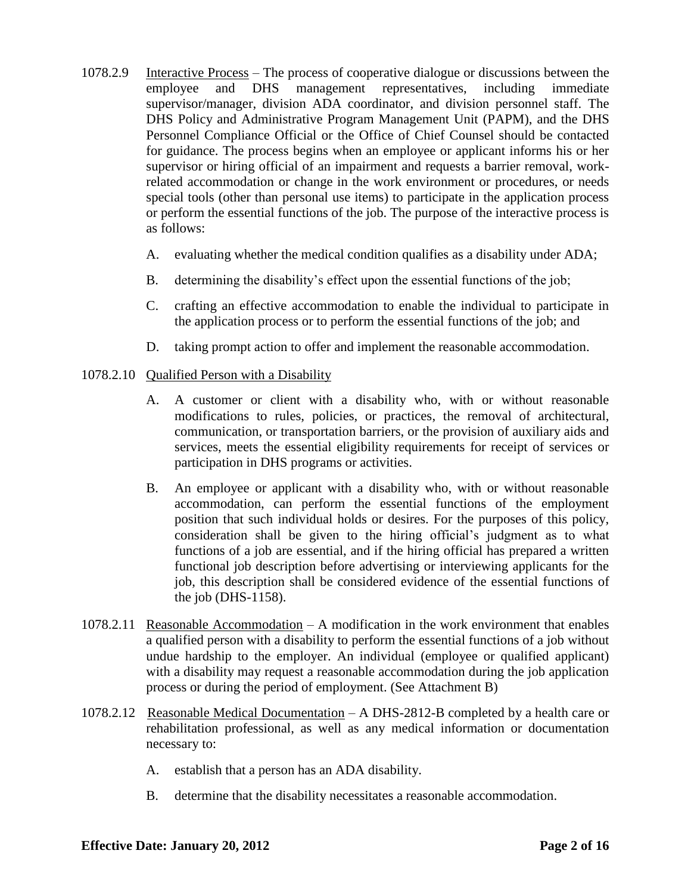1078.2.9 Interactive Process – The process of cooperative dialogue or discussions between the employee and DHS management representatives, including immediate supervisor/manager, division ADA coordinator, and division personnel staff. The DHS Policy and Administrative Program Management Unit (PAPM), and the DHS Personnel Compliance Official or the Office of Chief Counsel should be contacted for guidance. The process begins when an employee or applicant informs his or her supervisor or hiring official of an impairment and requests a barrier removal, work-related accommodation or change in the work environment or procedures, or needs special tools (other than personal use items) to participate in the application process or perform the essential functions of the job. The purpose of the interactive process is as follows:

A. evaluating whether the medical condition qualifies as a disability under ADA;

B. determining the disability's effect upon the essential functions of the job;

C. crafting an effective accommodation to enable the individual to participate in the application process or to perform the essential functions of the job; and

D. taking prompt action to offer and implement the reasonable accommodation.

1078.2.10 Qualified Person with a Disability

A. A customer or client with a disability who, with or without reasonable modifications to rules, policies, or practices, the removal of architectural, communication, or transportation barriers, or the provision of auxiliary aids and services, meets the essential eligibility requirements for receipt of services or participation in DHS programs or activities.

B. An employee or applicant with a disability who, with or without reasonable accommodation, can perform the essential functions of the employment position that such individual holds or desires. For the purposes of this policy, consideration shall be given to the hiring official's judgment as to what functions of a job are essential, and if the hiring official has prepared a written functional job description before advertising or interviewing applicants for the job, this description shall be considered evidence of the essential functions of the job (DHS-1158).

1078.2.11 Reasonable Accommodation – A modification in the work environment that enables a qualified person with a disability to perform the essential functions of a job without undue hardship to the employer. An individual (employee or qualified applicant) with a disability may request a reasonable accommodation during the job application process or during the period of employment. (See Attachment B)

1078.2.12 Reasonable Medical Documentation – A DHS-2812-B completed by a health care or rehabilitation professional, as well as any medical information or documentation necessary to:

A. establish that a person has an ADA disability.

B. determine that the disability necessitates a reasonable accommodation.

**Effective Date: January 20, 2012**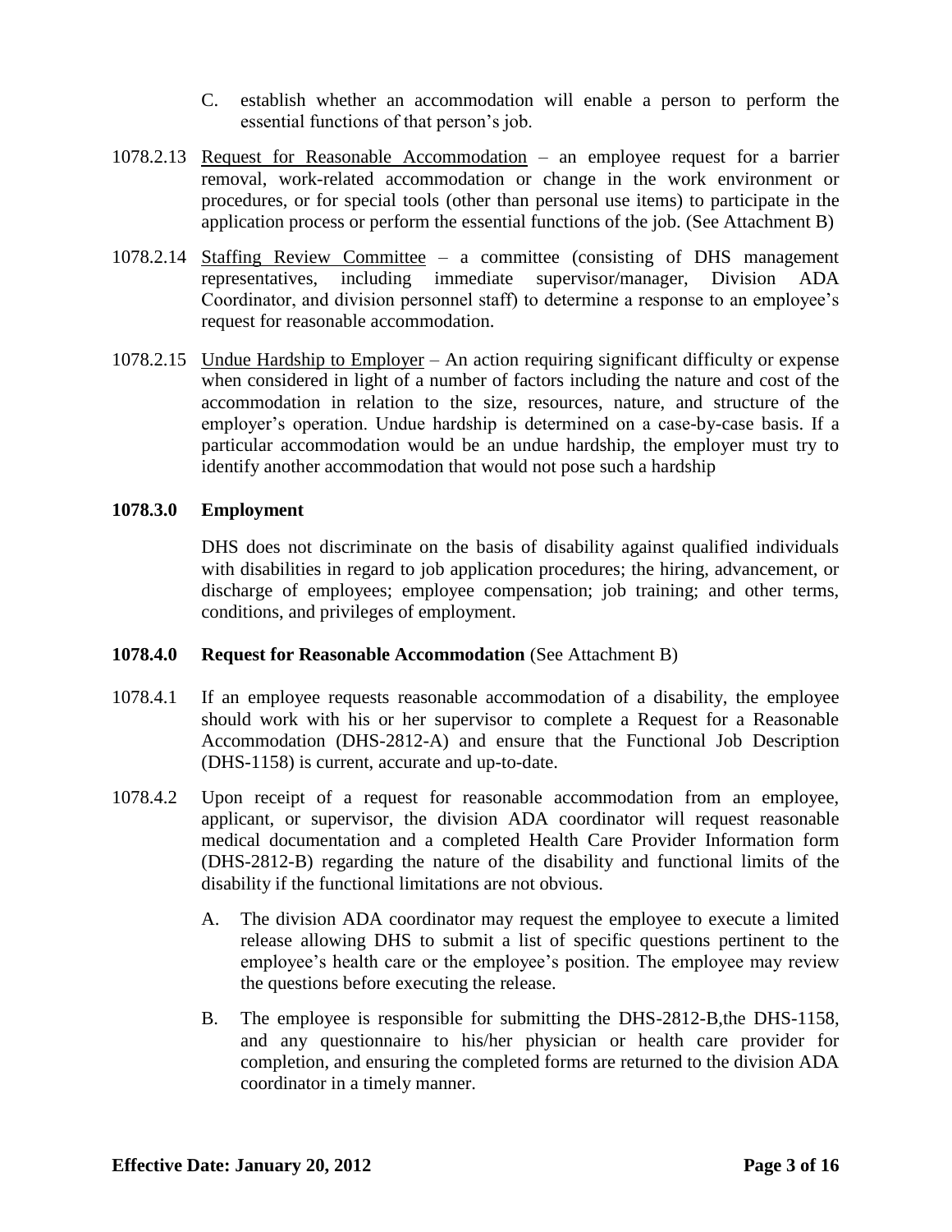C. establish whether an accommodation will enable a person to perform the essential functions of that person's job.

1078.2.13 Request for Reasonable Accommodation – an employee request for a barrier removal, work-related accommodation or change in the work environment or procedures, or for special tools (other than personal use items) to participate in the application process or perform the essential functions of the job. (See Attachment B)

1078.2.14 Staffing Review Committee – a committee (consisting of DHS management representatives, including immediate supervisor/manager, Division ADA Coordinator, and division personnel staff) to determine a response to an employee's request for reasonable accommodation.

1078.2.15 Undue Hardship to Employer – An action requiring significant difficulty or expense when considered in light of a number of factors including the nature and cost of the accommodation in relation to the size, resources, nature, and structure of the employer's operation. Undue hardship is determined on a case-by-case basis. If a particular accommodation would be an undue hardship, the employer must try to identify another accommodation that would not pose such a hardship

**1078.3.0 Employment**

DHS does not discriminate on the basis of disability against qualified individuals with disabilities in regard to job application procedures; the hiring, advancement, or discharge of employees; employee compensation; job training; and other terms, conditions, and privileges of employment.

**1078.4.0 Request for Reasonable Accommodation** (See Attachment B)

1078.4.1 If an employee requests reasonable accommodation of a disability, the employee should work with his or her supervisor to complete a Request for a Reasonable Accommodation (DHS-2812-A) and ensure that the Functional Job Description (DHS-1158) is current, accurate and up-to-date.

1078.4.2 Upon receipt of a request for reasonable accommodation from an employee, applicant, or supervisor, the division ADA coordinator will request reasonable medical documentation and a completed Health Care Provider Information form (DHS-2812-B) regarding the nature of the disability and functional limits of the disability if the functional limitations are not obvious.

A. The division ADA coordinator may request the employee to execute a limited release allowing DHS to submit a list of specific questions pertinent to the employee's health care or the employee's position. The employee may review the questions before executing the release.

B. The employee is responsible for submitting the DHS-2812-B,the DHS-1158, and any questionnaire to his/her physician or health care provider for completion, and ensuring the completed forms are returned to the division ADA coordinator in a timely manner.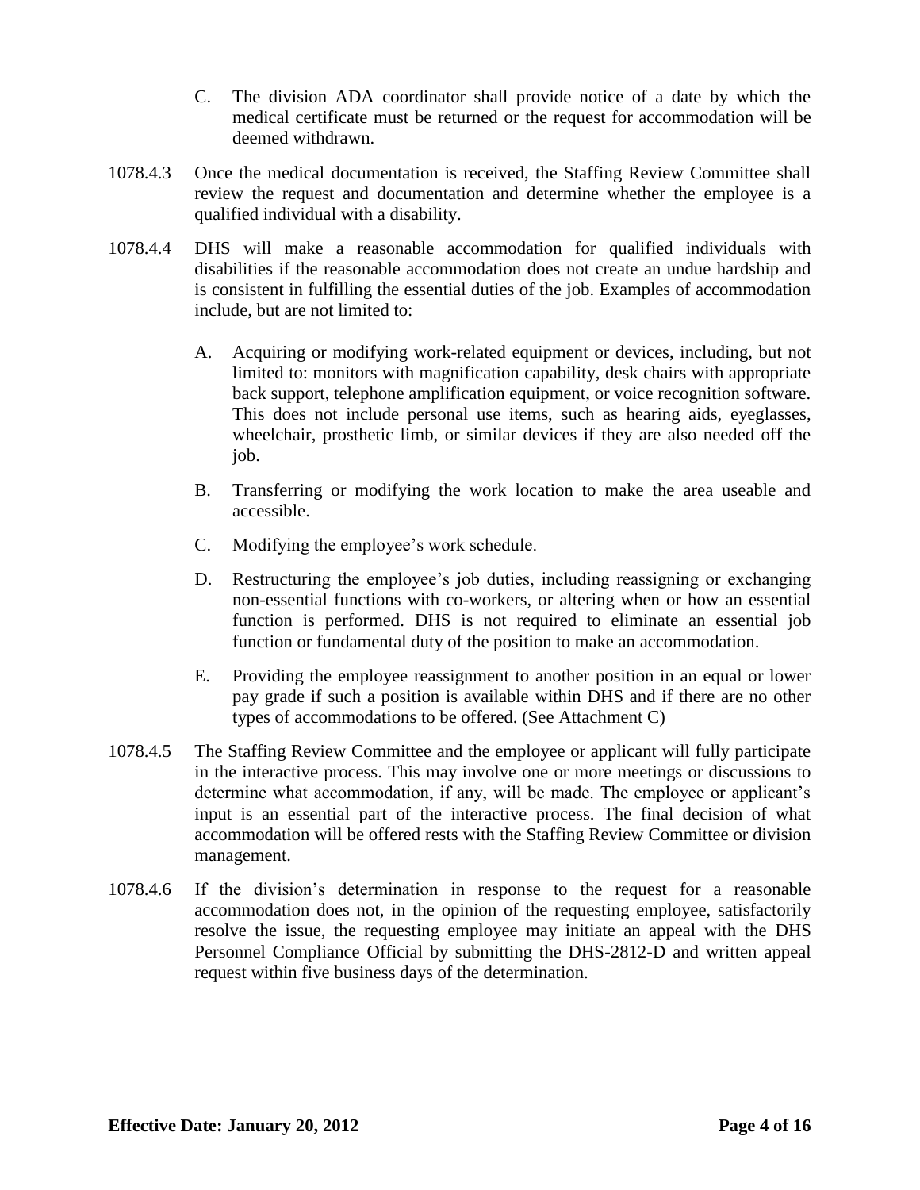C. The division ADA coordinator shall provide notice of a date by which the medical certificate must be returned or the request for accommodation will be deemed withdrawn.

1078.4.3 Once the medical documentation is received, the Staffing Review Committee shall review the request and documentation and determine whether the employee is a qualified individual with a disability.

1078.4.4 DHS will make a reasonable accommodation for qualified individuals with disabilities if the reasonable accommodation does not create an undue hardship and is consistent in fulfilling the essential duties of the job. Examples of accommodation include, but are not limited to:

A. Acquiring or modifying work-related equipment or devices, including, but not limited to: monitors with magnification capability, desk chairs with appropriate back support, telephone amplification equipment, or voice recognition software. This does not include personal use items, such as hearing aids, eyeglasses, wheelchair, prosthetic limb, or similar devices if they are also needed off the job.

B. Transferring or modifying the work location to make the area useable and accessible.

C. Modifying the employee's work schedule.

D. Restructuring the employee's job duties, including reassigning or exchanging non-essential functions with co-workers, or altering when or how an essential function is performed. DHS is not required to eliminate an essential job function or fundamental duty of the position to make an accommodation.

E. Providing the employee reassignment to another position in an equal or lower pay grade if such a position is available within DHS and if there are no other types of accommodations to be offered. (See Attachment C)

1078.4.5 The Staffing Review Committee and the employee or applicant will fully participate in the interactive process. This may involve one or more meetings or discussions to determine what accommodation, if any, will be made. The employee or applicant's input is an essential part of the interactive process. The final decision of what accommodation will be offered rests with the Staffing Review Committee or division management.

1078.4.6 If the division's determination in response to the request for a reasonable accommodation does not, in the opinion of the requesting employee, satisfactorily resolve the issue, the requesting employee may initiate an appeal with the DHS Personnel Compliance Official by submitting the DHS-2812-D and written appeal request within five business days of the determination.

**Effective Date: January 20, 2012**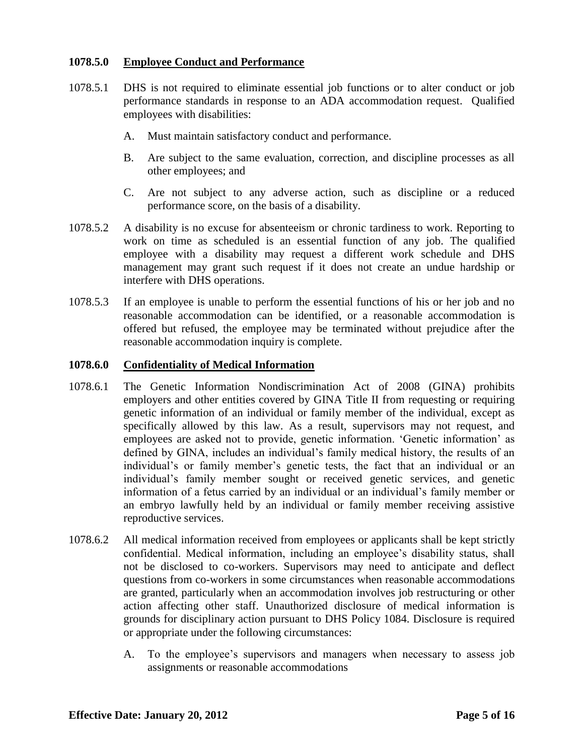### 1078.5.0 Employee Conduct and Performance

1078.5.1 DHS is not required to eliminate essential job functions or to alter conduct or job performance standards in response to an ADA accommodation request. Qualified employees with disabilities:

A. Must maintain satisfactory conduct and performance.

B. Are subject to the same evaluation, correction, and discipline processes as all other employees; and

C. Are not subject to any adverse action, such as discipline or a reduced performance score, on the basis of a disability.

1078.5.2 A disability is no excuse for absenteeism or chronic tardiness to work. Reporting to work on time as scheduled is an essential function of any job. The qualified employee with a disability may request a different work schedule and DHS management may grant such request if it does not create an undue hardship or interfere with DHS operations.

1078.5.3 If an employee is unable to perform the essential functions of his or her job and no reasonable accommodation can be identified, or a reasonable accommodation is offered but refused, the employee may be terminated without prejudice after the reasonable accommodation inquiry is complete.

### 1078.6.0 Confidentiality of Medical Information

1078.6.1 The Genetic Information Nondiscrimination Act of 2008 (GINA) prohibits employers and other entities covered by GINA Title II from requesting or requiring genetic information of an individual or family member of the individual, except as specifically allowed by this law. As a result, supervisors may not request, and employees are asked not to provide, genetic information. 'Genetic information' as defined by GINA, includes an individual's family medical history, the results of an individual's or family member's genetic tests, the fact that an individual or an individual's family member sought or received genetic services, and genetic information of a fetus carried by an individual or an individual's family member or an embryo lawfully held by an individual or family member receiving assistive reproductive services.

1078.6.2 All medical information received from employees or applicants shall be kept strictly confidential. Medical information, including an employee's disability status, shall not be disclosed to co-workers. Supervisors may need to anticipate and deflect questions from co-workers in some circumstances when reasonable accommodations are granted, particularly when an accommodation involves job restructuring or other action affecting other staff. Unauthorized disclosure of medical information is grounds for disciplinary action pursuant to DHS Policy 1084. Disclosure is required or appropriate under the following circumstances:

A. To the employee's supervisors and managers when necessary to assess job assignments or reasonable accommodations

**Effective Date: January 20, 2012**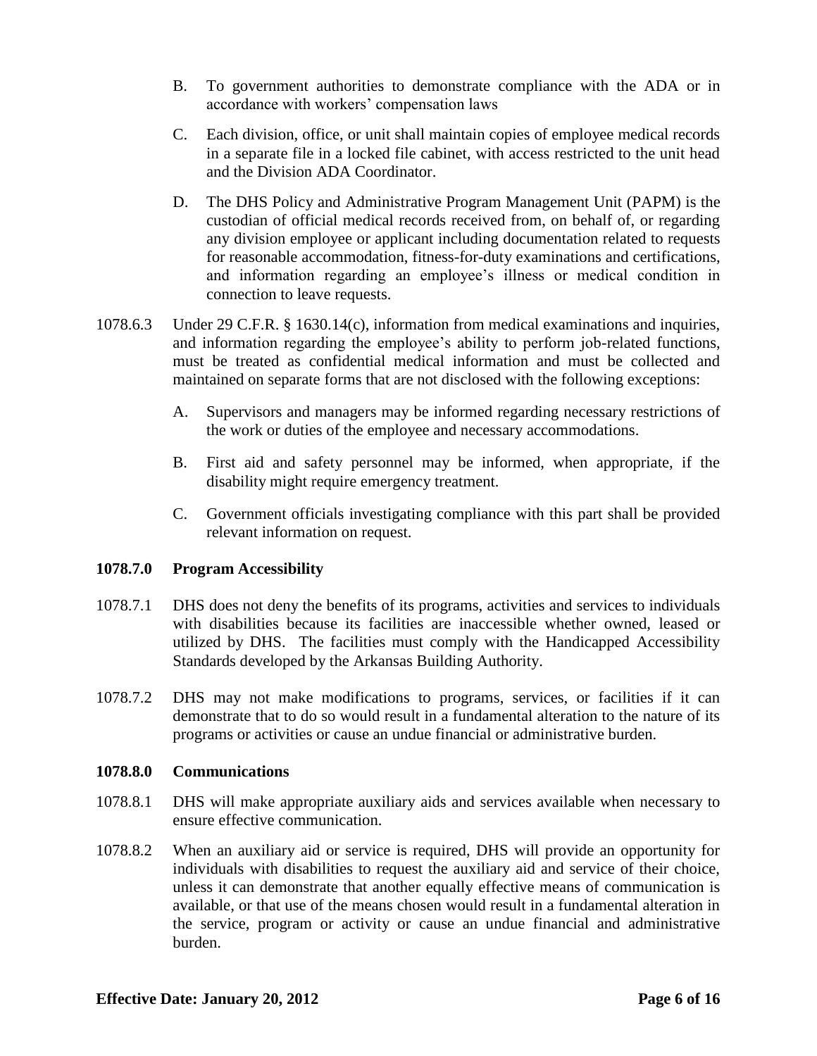B. To government authorities to demonstrate compliance with the ADA or in accordance with workers' compensation laws

C. Each division, office, or unit shall maintain copies of employee medical records in a separate file in a locked file cabinet, with access restricted to the unit head and the Division ADA Coordinator.

D. The DHS Policy and Administrative Program Management Unit (PAPM) is the custodian of official medical records received from, on behalf of, or regarding any division employee or applicant including documentation related to requests for reasonable accommodation, fitness-for-duty examinations and certifications, and information regarding an employee's illness or medical condition in connection to leave requests.

1078.6.3 Under 29 C.F.R. § 1630.14(c), information from medical examinations and inquiries, and information regarding the employee's ability to perform job-related functions, must be treated as confidential medical information and must be collected and maintained on separate forms that are not disclosed with the following exceptions:

A. Supervisors and managers may be informed regarding necessary restrictions of the work or duties of the employee and necessary accommodations.

B. First aid and safety personnel may be informed, when appropriate, if the disability might require emergency treatment.

C. Government officials investigating compliance with this part shall be provided relevant information on request.

**1078.7.0 Program Accessibility**

1078.7.1 DHS does not deny the benefits of its programs, activities and services to individuals with disabilities because its facilities are inaccessible whether owned, leased or utilized by DHS. The facilities must comply with the Handicapped Accessibility Standards developed by the Arkansas Building Authority.

1078.7.2 DHS may not make modifications to programs, services, or facilities if it can demonstrate that to do so would result in a fundamental alteration to the nature of its programs or activities or cause an undue financial or administrative burden.

**1078.8.0 Communications**

1078.8.1 DHS will make appropriate auxiliary aids and services available when necessary to ensure effective communication.

1078.8.2 When an auxiliary aid or service is required, DHS will provide an opportunity for individuals with disabilities to request the auxiliary aid and service of their choice, unless it can demonstrate that another equally effective means of communication is available, or that use of the means chosen would result in a fundamental alteration in the service, program or activity or cause an undue financial and administrative burden.

**Effective Date: January 20, 2012**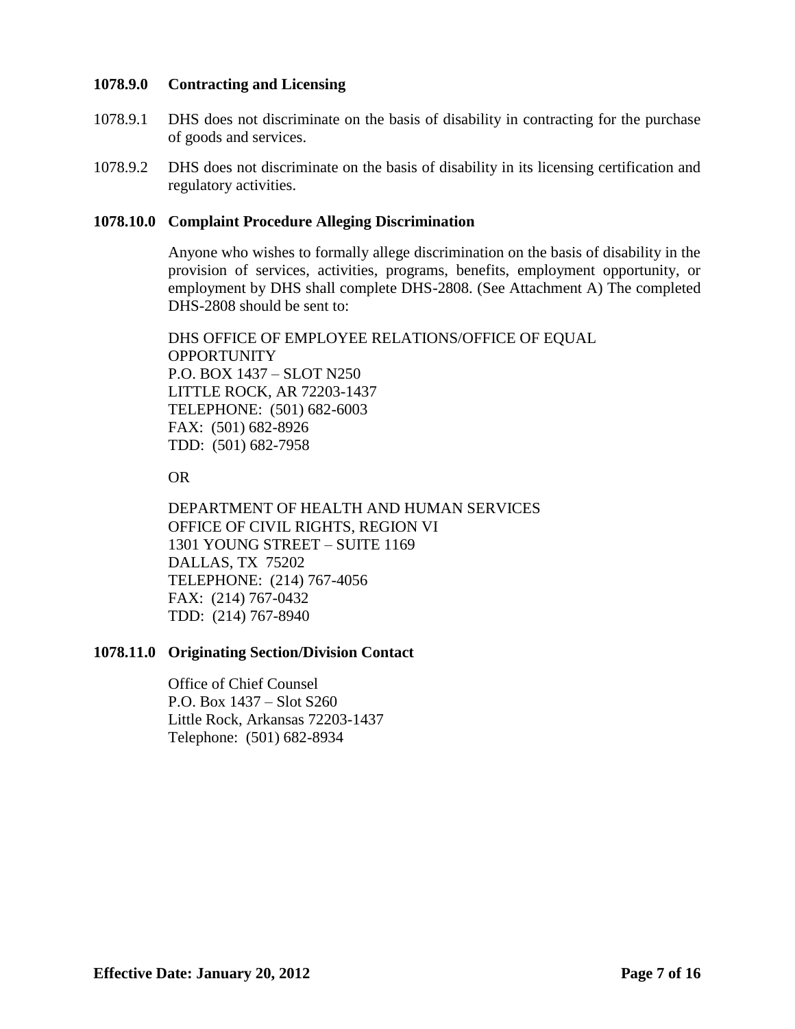### 1078.9.0 Contracting and Licensing

1078.9.1 DHS does not discriminate on the basis of disability in contracting for the purchase of goods and services.

1078.9.2 DHS does not discriminate on the basis of disability in its licensing certification and regulatory activities.

### 1078.10.0 Complaint Procedure Alleging Discrimination

Anyone who wishes to formally allege discrimination on the basis of disability in the provision of services, activities, programs, benefits, employment opportunity, or employment by DHS shall complete DHS-2808. (See Attachment A) The completed DHS-2808 should be sent to:

DHS OFFICE OF EMPLOYEE RELATIONS/OFFICE OF EQUAL OPPORTUNITY
P.O. BOX 1437 – SLOT N250
LITTLE ROCK, AR 72203-1437
TELEPHONE: (501) 682-6003
FAX: (501) 682-8926
TDD: (501) 682-7958

OR

DEPARTMENT OF HEALTH AND HUMAN SERVICES
OFFICE OF CIVIL RIGHTS, REGION VI
1301 YOUNG STREET – SUITE 1169
DALLAS, TX 75202
TELEPHONE: (214) 767-4056
FAX: (214) 767-0432
TDD: (214) 767-8940

### 1078.11.0 Originating Section/Division Contact

Office of Chief Counsel
P.O. Box 1437 – Slot S260
Little Rock, Arkansas 72203-1437
Telephone: (501) 682-8934

**Effective Date: January 20, 2012**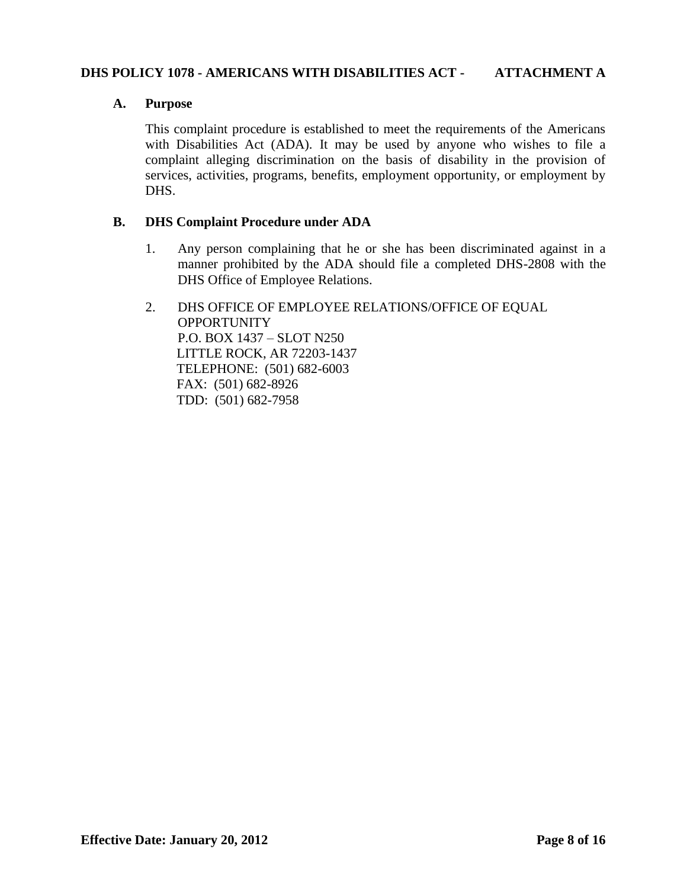**DHS POLICY 1078 - AMERICANS WITH DISABILITIES ACT - ATTACHMENT A**

## A. Purpose

This complaint procedure is established to meet the requirements of the Americans with Disabilities Act (ADA). It may be used by anyone who wishes to file a complaint alleging discrimination on the basis of disability in the provision of services, activities, programs, benefits, employment opportunity, or employment by DHS.

## B. DHS Complaint Procedure under ADA

1. Any person complaining that he or she has been discriminated against in a manner prohibited by the ADA should file a completed DHS-2808 with the DHS Office of Employee Relations.

2. DHS OFFICE OF EMPLOYEE RELATIONS/OFFICE OF EQUAL OPPORTUNITY
   P.O. BOX 1437 – SLOT N250
   LITTLE ROCK, AR 72203-1437
   TELEPHONE: (501) 682-6003
   FAX: (501) 682-8926
   TDD: (501) 682-7958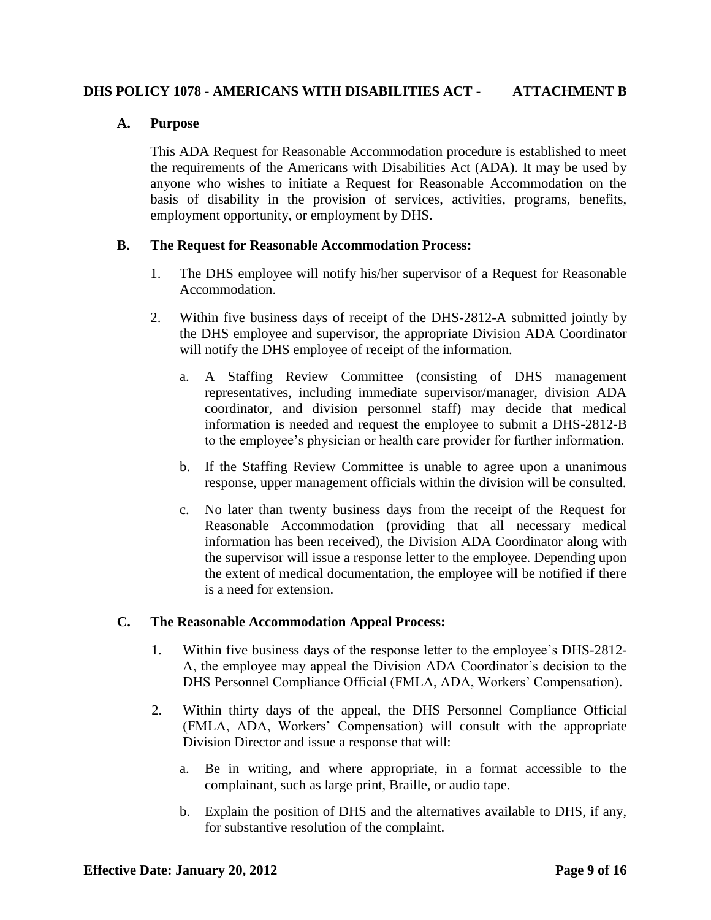## DHS POLICY 1078 - AMERICANS WITH DISABILITIES ACT - ATTACHMENT B

### A. Purpose

This ADA Request for Reasonable Accommodation procedure is established to meet the requirements of the Americans with Disabilities Act (ADA). It may be used by anyone who wishes to initiate a Request for Reasonable Accommodation on the basis of disability in the provision of services, activities, programs, benefits, employment opportunity, or employment by DHS.

### B. The Request for Reasonable Accommodation Process:

1. The DHS employee will notify his/her supervisor of a Request for Reasonable Accommodation.
2. Within five business days of receipt of the DHS-2812-A submitted jointly by the DHS employee and supervisor, the appropriate Division ADA Coordinator will notify the DHS employee of receipt of the information.
   a. A Staffing Review Committee (consisting of DHS management representatives, including immediate supervisor/manager, division ADA coordinator, and division personnel staff) may decide that medical information is needed and request the employee to submit a DHS-2812-B to the employee's physician or health care provider for further information.
   b. If the Staffing Review Committee is unable to agree upon a unanimous response, upper management officials within the division will be consulted.
   c. No later than twenty business days from the receipt of the Request for Reasonable Accommodation (providing that all necessary medical information has been received), the Division ADA Coordinator along with the supervisor will issue a response letter to the employee. Depending upon the extent of medical documentation, the employee will be notified if there is a need for extension.

### C. The Reasonable Accommodation Appeal Process:

1. Within five business days of the response letter to the employee's DHS-2812-A, the employee may appeal the Division ADA Coordinator's decision to the DHS Personnel Compliance Official (FMLA, ADA, Workers' Compensation).
2. Within thirty days of the appeal, the DHS Personnel Compliance Official (FMLA, ADA, Workers' Compensation) will consult with the appropriate Division Director and issue a response that will:
   a. Be in writing, and where appropriate, in a format accessible to the complainant, such as large print, Braille, or audio tape.
   b. Explain the position of DHS and the alternatives available to DHS, if any, for substantive resolution of the complaint.

**Effective Date: January 20, 2012**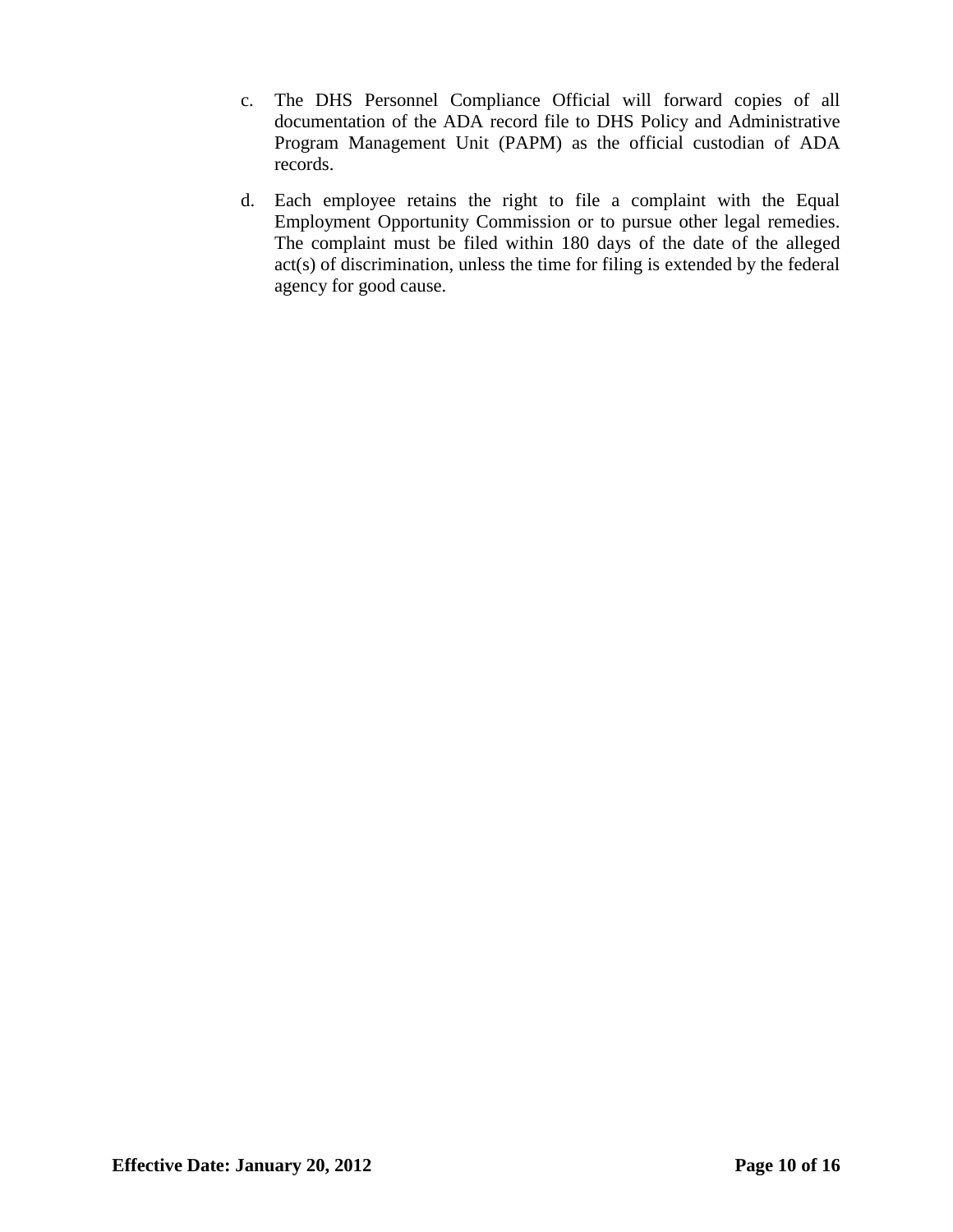c. The DHS Personnel Compliance Official will forward copies of all documentation of the ADA record file to DHS Policy and Administrative Program Management Unit (PAPM) as the official custodian of ADA records.

d. Each employee retains the right to file a complaint with the Equal Employment Opportunity Commission or to pursue other legal remedies. The complaint must be filed within 180 days of the date of the alleged act(s) of discrimination, unless the time for filing is extended by the federal agency for good cause.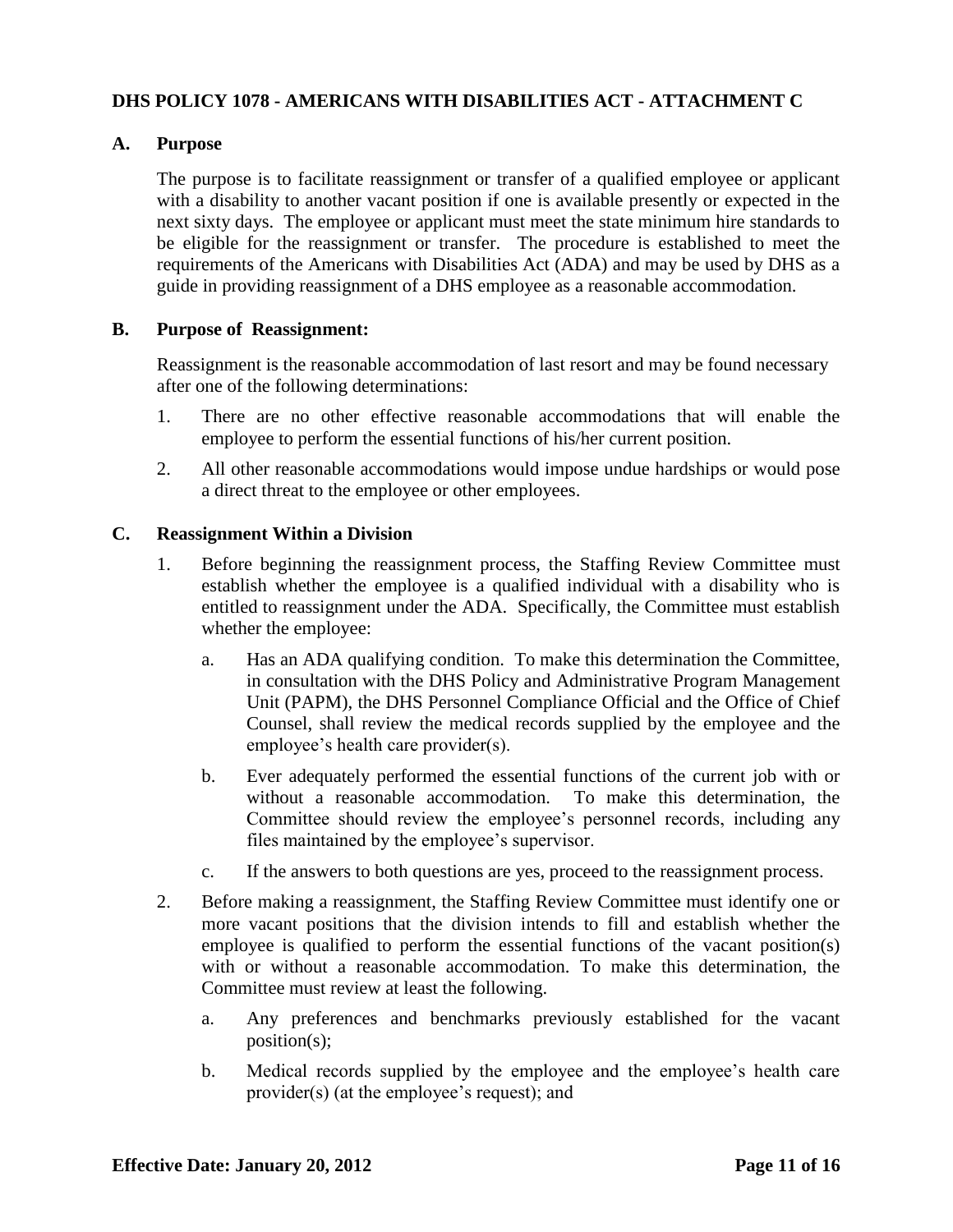**DHS POLICY 1078 - AMERICANS WITH DISABILITIES ACT - ATTACHMENT C**

**A. Purpose**

The purpose is to facilitate reassignment or transfer of a qualified employee or applicant with a disability to another vacant position if one is available presently or expected in the next sixty days. The employee or applicant must meet the state minimum hire standards to be eligible for the reassignment or transfer. The procedure is established to meet the requirements of the Americans with Disabilities Act (ADA) and may be used by DHS as a guide in providing reassignment of a DHS employee as a reasonable accommodation.

**B. Purpose of Reassignment:**

Reassignment is the reasonable accommodation of last resort and may be found necessary after one of the following determinations:

1. There are no other effective reasonable accommodations that will enable the employee to perform the essential functions of his/her current position.
2. All other reasonable accommodations would impose undue hardships or would pose a direct threat to the employee or other employees.

**C. Reassignment Within a Division**

1. Before beginning the reassignment process, the Staffing Review Committee must establish whether the employee is a qualified individual with a disability who is entitled to reassignment under the ADA. Specifically, the Committee must establish whether the employee:
   a. Has an ADA qualifying condition. To make this determination the Committee, in consultation with the DHS Policy and Administrative Program Management Unit (PAPM), the DHS Personnel Compliance Official and the Office of Chief Counsel, shall review the medical records supplied by the employee and the employee's health care provider(s).
   b. Ever adequately performed the essential functions of the current job with or without a reasonable accommodation. To make this determination, the Committee should review the employee's personnel records, including any files maintained by the employee's supervisor.
   c. If the answers to both questions are yes, proceed to the reassignment process.
2. Before making a reassignment, the Staffing Review Committee must identify one or more vacant positions that the division intends to fill and establish whether the employee is qualified to perform the essential functions of the vacant position(s) with or without a reasonable accommodation. To make this determination, the Committee must review at least the following.
   a. Any preferences and benchmarks previously established for the vacant position(s);
   b. Medical records supplied by the employee and the employee's health care provider(s) (at the employee's request); and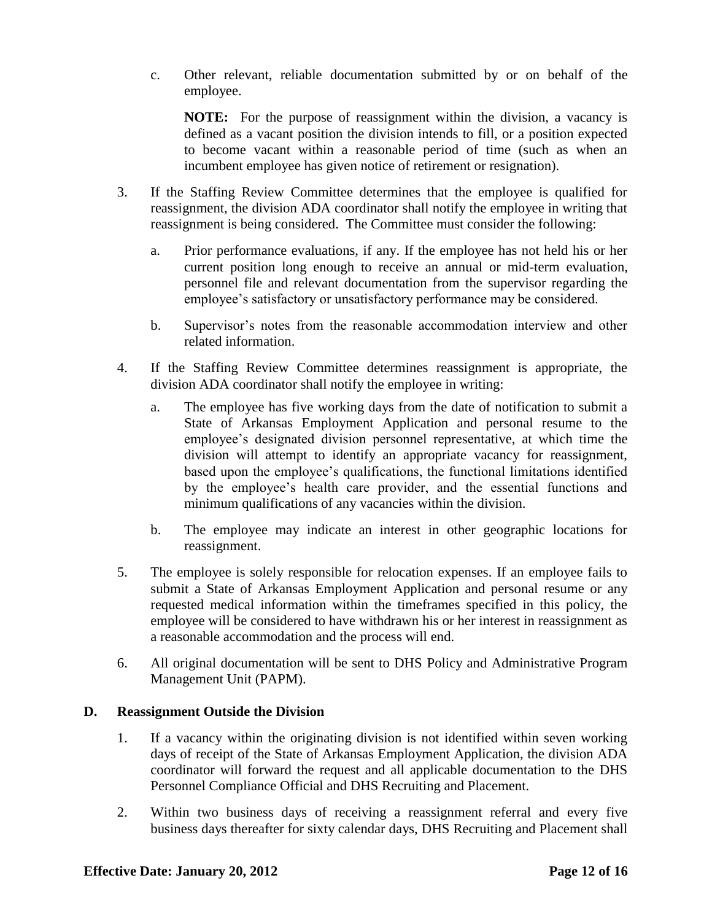c. Other relevant, reliable documentation submitted by or on behalf of the employee.

   **NOTE:** For the purpose of reassignment within the division, a vacancy is defined as a vacant position the division intends to fill, or a position expected to become vacant within a reasonable period of time (such as when an incumbent employee has given notice of retirement or resignation).

3. If the Staffing Review Committee determines that the employee is qualified for reassignment, the division ADA coordinator shall notify the employee in writing that reassignment is being considered. The Committee must consider the following:

   a. Prior performance evaluations, if any. If the employee has not held his or her current position long enough to receive an annual or mid-term evaluation, personnel file and relevant documentation from the supervisor regarding the employee's satisfactory or unsatisfactory performance may be considered.

   b. Supervisor's notes from the reasonable accommodation interview and other related information.

4. If the Staffing Review Committee determines reassignment is appropriate, the division ADA coordinator shall notify the employee in writing:

   a. The employee has five working days from the date of notification to submit a State of Arkansas Employment Application and personal resume to the employee's designated division personnel representative, at which time the division will attempt to identify an appropriate vacancy for reassignment, based upon the employee's qualifications, the functional limitations identified by the employee's health care provider, and the essential functions and minimum qualifications of any vacancies within the division.

   b. The employee may indicate an interest in other geographic locations for reassignment.

5. The employee is solely responsible for relocation expenses. If an employee fails to submit a State of Arkansas Employment Application and personal resume or any requested medical information within the timeframes specified in this policy, the employee will be considered to have withdrawn his or her interest in reassignment as a reasonable accommodation and the process will end.

6. All original documentation will be sent to DHS Policy and Administrative Program Management Unit (PAPM).

## D. Reassignment Outside the Division

1. If a vacancy within the originating division is not identified within seven working days of receipt of the State of Arkansas Employment Application, the division ADA coordinator will forward the request and all applicable documentation to the DHS Personnel Compliance Official and DHS Recruiting and Placement.

2. Within two business days of receiving a reassignment referral and every five business days thereafter for sixty calendar days, DHS Recruiting and Placement shall

**Effective Date: January 20, 2012**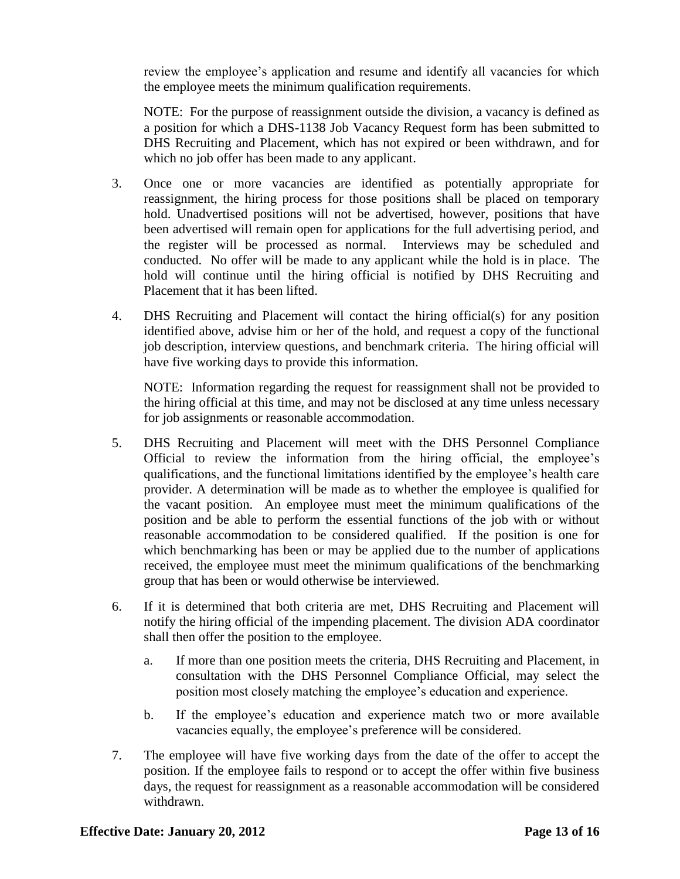review the employee's application and resume and identify all vacancies for which the employee meets the minimum qualification requirements.

NOTE: For the purpose of reassignment outside the division, a vacancy is defined as a position for which a DHS-1138 Job Vacancy Request form has been submitted to DHS Recruiting and Placement, which has not expired or been withdrawn, and for which no job offer has been made to any applicant.

3. Once one or more vacancies are identified as potentially appropriate for reassignment, the hiring process for those positions shall be placed on temporary hold. Unadvertised positions will not be advertised, however, positions that have been advertised will remain open for applications for the full advertising period, and the register will be processed as normal. Interviews may be scheduled and conducted. No offer will be made to any applicant while the hold is in place. The hold will continue until the hiring official is notified by DHS Recruiting and Placement that it has been lifted.

4. DHS Recruiting and Placement will contact the hiring official(s) for any position identified above, advise him or her of the hold, and request a copy of the functional job description, interview questions, and benchmark criteria. The hiring official will have five working days to provide this information.

   NOTE: Information regarding the request for reassignment shall not be provided to the hiring official at this time, and may not be disclosed at any time unless necessary for job assignments or reasonable accommodation.

5. DHS Recruiting and Placement will meet with the DHS Personnel Compliance Official to review the information from the hiring official, the employee's qualifications, and the functional limitations identified by the employee's health care provider. A determination will be made as to whether the employee is qualified for the vacant position. An employee must meet the minimum qualifications of the position and be able to perform the essential functions of the job with or without reasonable accommodation to be considered qualified. If the position is one for which benchmarking has been or may be applied due to the number of applications received, the employee must meet the minimum qualifications of the benchmarking group that has been or would otherwise be interviewed.

6. If it is determined that both criteria are met, DHS Recruiting and Placement will notify the hiring official of the impending placement. The division ADA coordinator shall then offer the position to the employee.

   a. If more than one position meets the criteria, DHS Recruiting and Placement, in consultation with the DHS Personnel Compliance Official, may select the position most closely matching the employee's education and experience.

   b. If the employee's education and experience match two or more available vacancies equally, the employee's preference will be considered.

7. The employee will have five working days from the date of the offer to accept the position. If the employee fails to respond or to accept the offer within five business days, the request for reassignment as a reasonable accommodation will be considered withdrawn.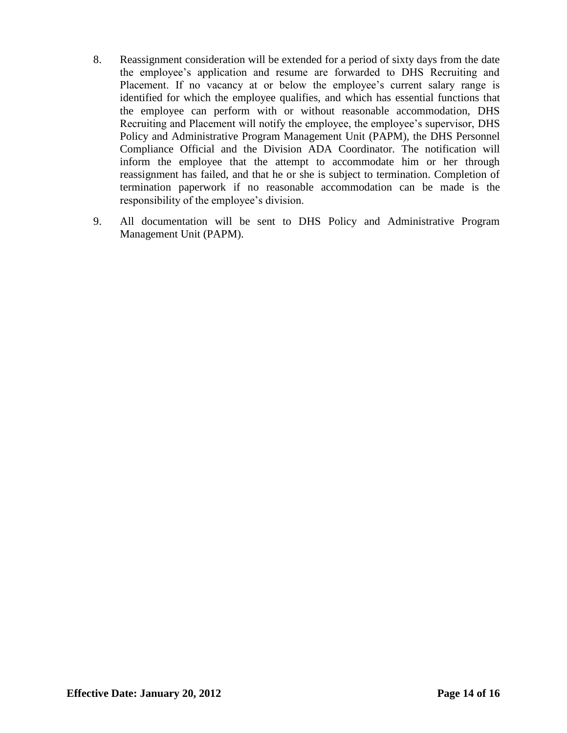8. Reassignment consideration will be extended for a period of sixty days from the date the employee's application and resume are forwarded to DHS Recruiting and Placement. If no vacancy at or below the employee's current salary range is identified for which the employee qualifies, and which has essential functions that the employee can perform with or without reasonable accommodation, DHS Recruiting and Placement will notify the employee, the employee's supervisor, DHS Policy and Administrative Program Management Unit (PAPM), the DHS Personnel Compliance Official and the Division ADA Coordinator. The notification will inform the employee that the attempt to accommodate him or her through reassignment has failed, and that he or she is subject to termination. Completion of termination paperwork if no reasonable accommodation can be made is the responsibility of the employee's division.

9. All documentation will be sent to DHS Policy and Administrative Program Management Unit (PAPM).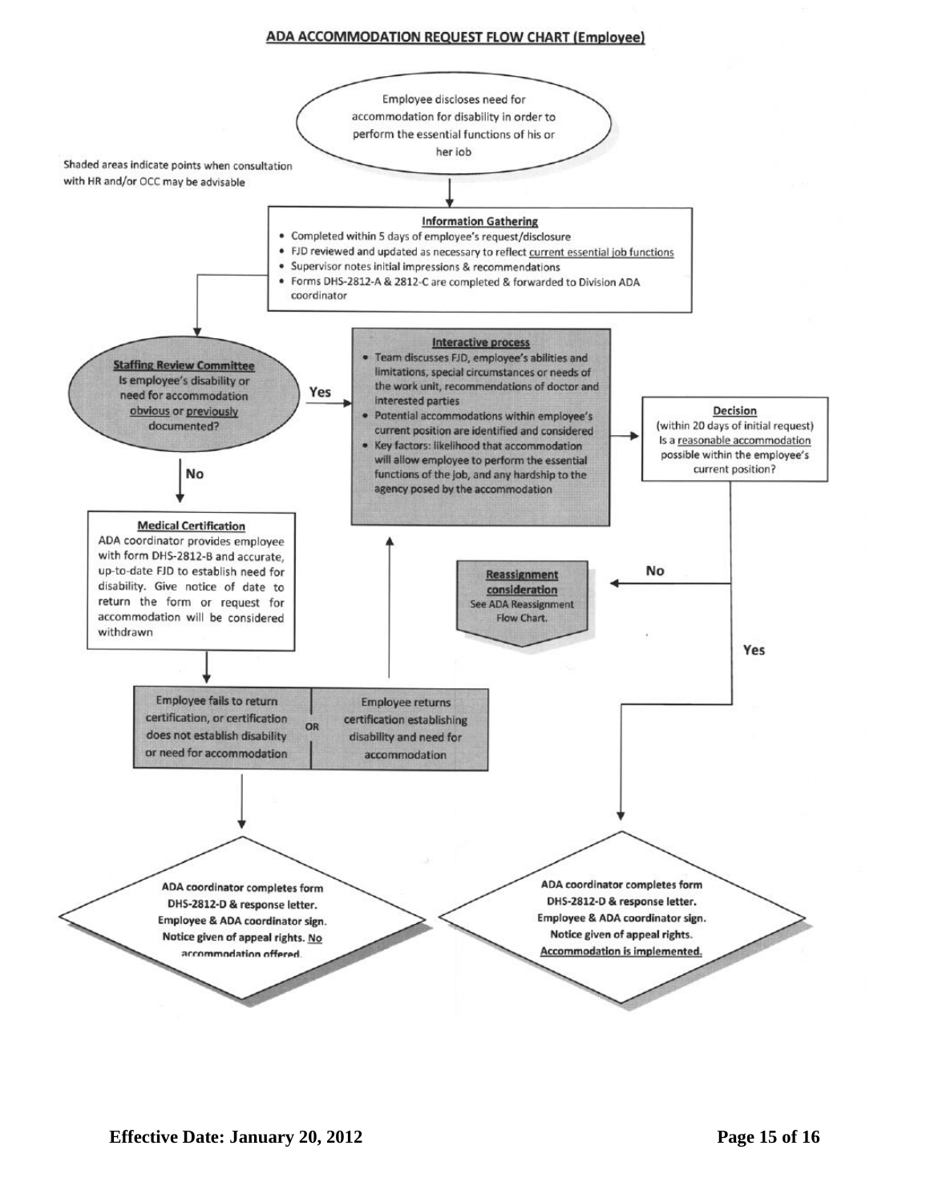## ADA ACCOMMODATION REQUEST FLOW CHART (Employee)

Shaded areas indicate points when consultation with HR and/or OCC may be advisable

Employee discloses need for accommodation for disability in order to perform the essential functions of his or her job

**Information Gathering**

- Completed within 5 days of employee's request/disclosure
- FJD reviewed and updated as necessary to reflect current essential job functions
- Supervisor notes initial impressions & recommendations
- Forms DHS-2812-A & 2812-C are completed & forwarded to Division ADA coordinator

**Staffing Review Committee**
Is employee's disability or need for accommodation obvious or previously documented?

Yes →

**Interactive process**

- Team discusses FJD, employee's abilities and limitations, special circumstances or needs of the work unit, recommendations of doctor and interested parties
- Potential accommodations within employee's current position are identified and considered
- Key factors: likelihood that accommodation will allow employee to perform the essential functions of the job, and any hardship to the agency posed by the accommodation

**Decision**
(within 20 days of initial request)
Is a reasonable accommodation possible within the employee's current position?

No →

**Reassignment consideration**
See ADA Reassignment Flow Chart.

Yes →

ADA coordinator completes form DHS-2812-D & response letter. Employee & ADA coordinator sign. Notice given of appeal rights. Accommodation is implemented.

No (from Staffing Review Committee) →

**Medical Certification**
ADA coordinator provides employee with form DHS-2812-B and accurate, up-to-date FJD to establish need for disability. Give notice of date to return the form or request for accommodation will be considered withdrawn

| Employee fails to return certification, or certification does not establish disability or need for accommodation | OR | Employee returns certification establishing disability and need for accommodation |
|---|---|---|

Employee returns certification → Interactive process

Employee fails to return certification →

ADA coordinator completes form DHS-2812-D & response letter. Employee & ADA coordinator sign. Notice given of appeal rights. No accommodation offered.

**Effective Date: January 20, 2012**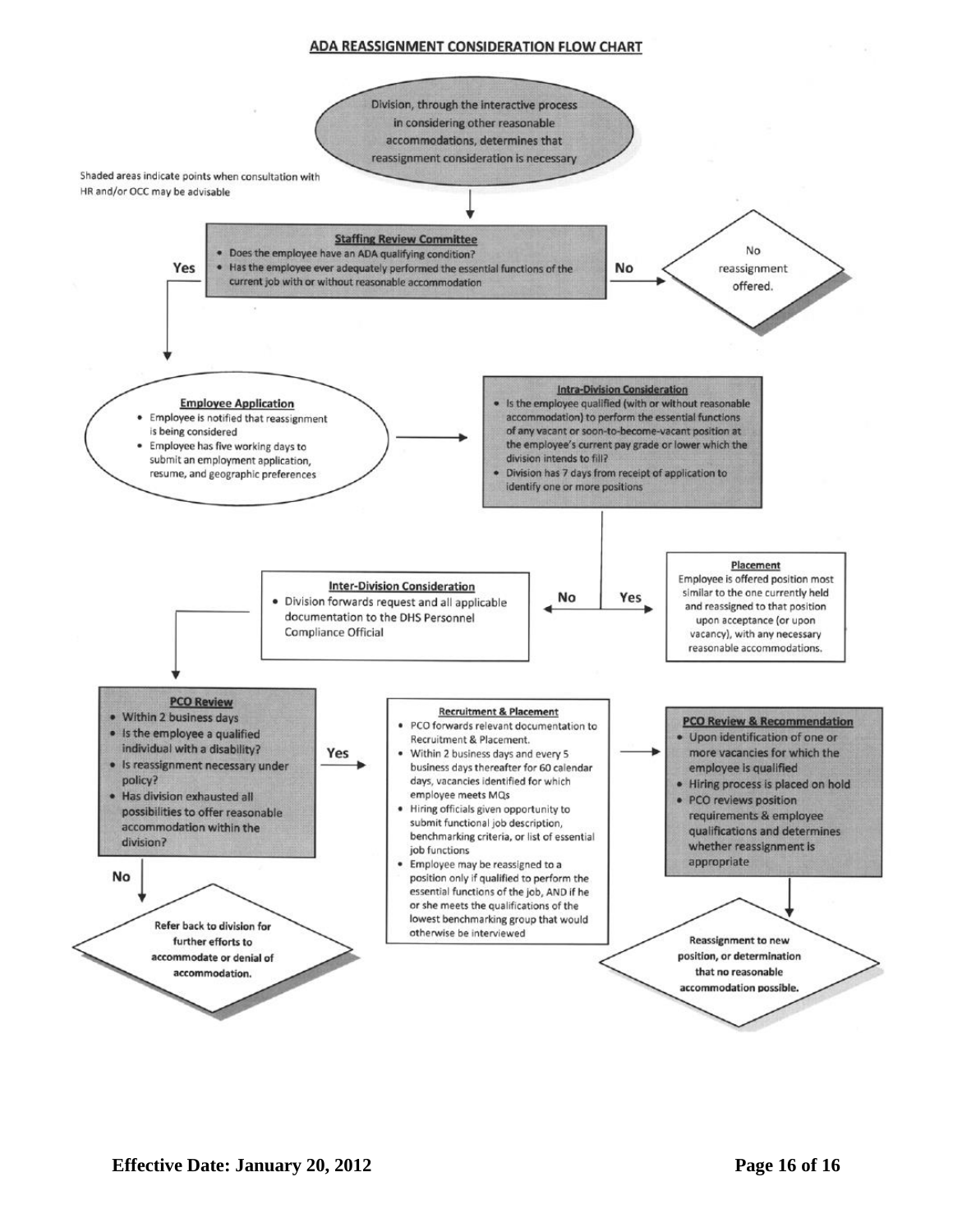## ADA REASSIGNMENT CONSIDERATION FLOW CHART

Division, through the interactive process in considering other reasonable accommodations, determines that reassignment consideration is necessary

Shaded areas indicate points when consultation with HR and/or OCC may be advisable

**Staffing Review Committee**

- Does the employee have an ADA qualifying condition?
- Has the employee ever adequately performed the essential functions of the current job with or without reasonable accommodation

No

No reassignment offered.

Yes

**Employee Application**

- Employee is notified that reassignment is being considered
- Employee has five working days to submit an employment application, resume, and geographic preferences

**Intra-Division Consideration**

- Is the employee qualified (with or without reasonable accommodation) to perform the essential functions of any vacant or soon-to-become-vacant position at the employee's current pay grade or lower which the division intends to fill?
- Division has 7 days from receipt of application to identify one or more positions

Yes

**Placement**

Employee is offered position most similar to the one currently held and reassigned to that position upon acceptance (or upon vacancy), with any necessary reasonable accommodations.

No

**Inter-Division Consideration**

- Division forwards request and all applicable documentation to the DHS Personnel Compliance Official

**PCO Review**

- Within 2 business days
- Is the employee a qualified individual with a disability?
- Is reassignment necessary under policy?
- Has division exhausted all possibilities to offer reasonable accommodation within the division?

No

Refer back to division for further efforts to accommodate or denial of accommodation.

Yes

**Recruitment & Placement**

- PCO forwards relevant documentation to Recruitment & Placement.
- Within 2 business days and every 5 business days thereafter for 60 calendar days, vacancies identified for which employee meets MQs
- Hiring officials given opportunity to submit functional job description, benchmarking criteria, or list of essential job functions
- Employee may be reassigned to a position only if qualified to perform the essential functions of the job, AND if he or she meets the qualifications of the lowest benchmarking group that would otherwise be interviewed

**PCO Review & Recommendation**

- Upon identification of one or more vacancies for which the employee is qualified
- Hiring process is placed on hold
- PCO reviews position requirements & employee qualifications and determines whether reassignment is appropriate

Reassignment to new position, or determination that no reasonable accommodation possible.

**Effective Date: January 20, 2012**